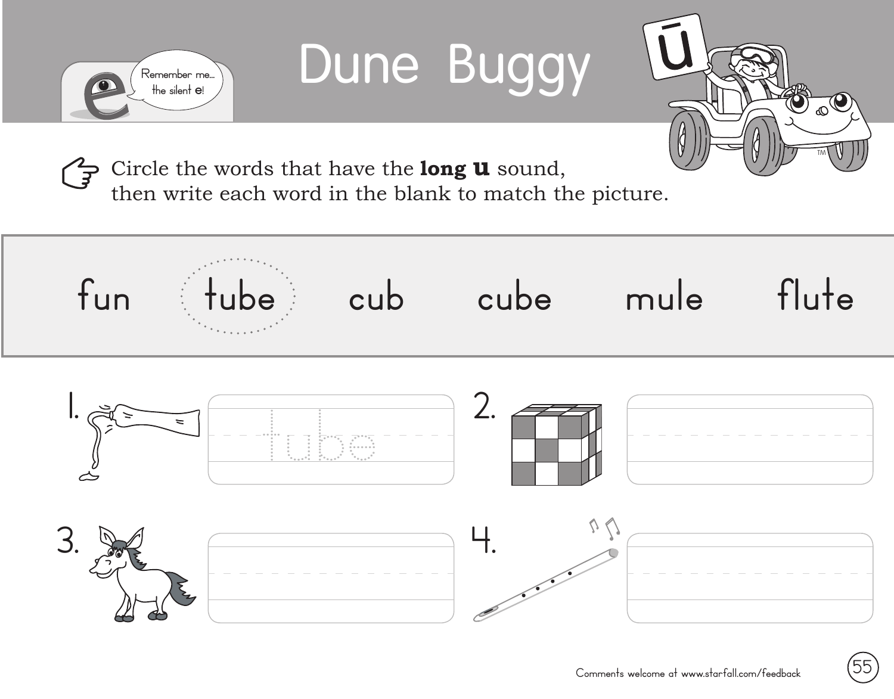# Dune Buggy

Remember me... the silent **e**!

ū

Circle the words that have the **long u** sound, then write each word in the blank to match the picture.

fun tube cub cube mule flute

1. tube

2.

3.

4.

Comments welcome at www.starfall.com/feedback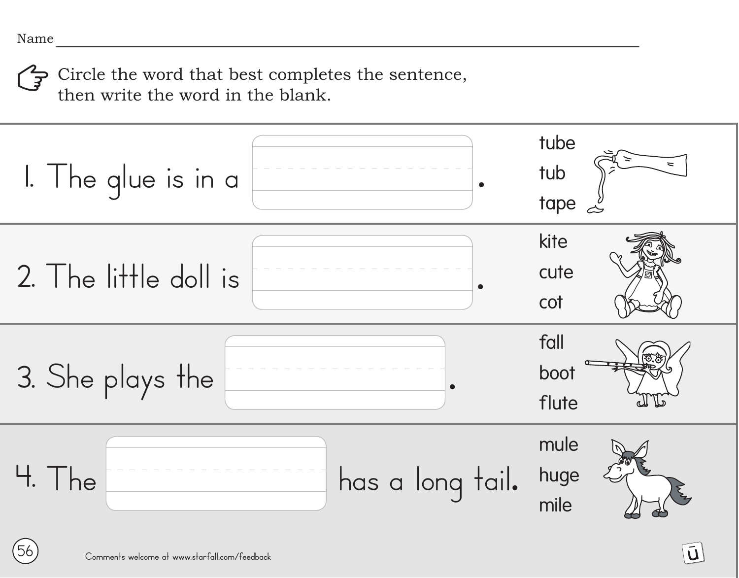Name ____________________________________________

Circle the word that best completes the sentence, then write the word in the blank.

1. The glue is in a ______________.

   tube
   tub
   tape

2. The little doll is ______________.

   kite
   cute
   cot

3. She plays the ______________.

   fall
   boot
   flute

4. The ______________ has a long tail.

   mule
   huge
   mile

Comments welcome at www.starfall.com/feedback

ū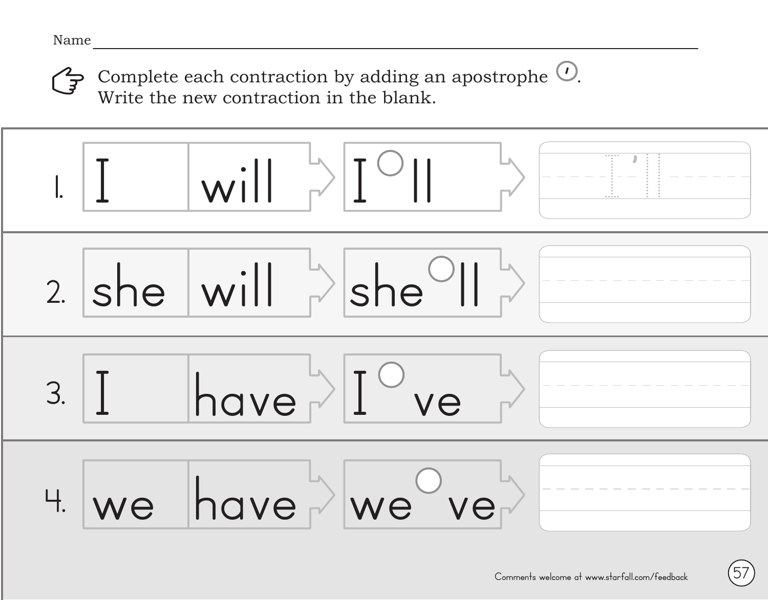Name ______________________________

Complete each contraction by adding an apostrophe ’.
Write the new contraction in the blank.

| | | | | |
|---|---|---|---|---|
| 1. | I | will | I ◯ ll | I’ll |
| 2. | she | will | she ◯ ll | |
| 3. | I | have | I ◯ ve | |
| 4. | we | have | we ◯ ve | |

Comments welcome at www.starfall.com/feedback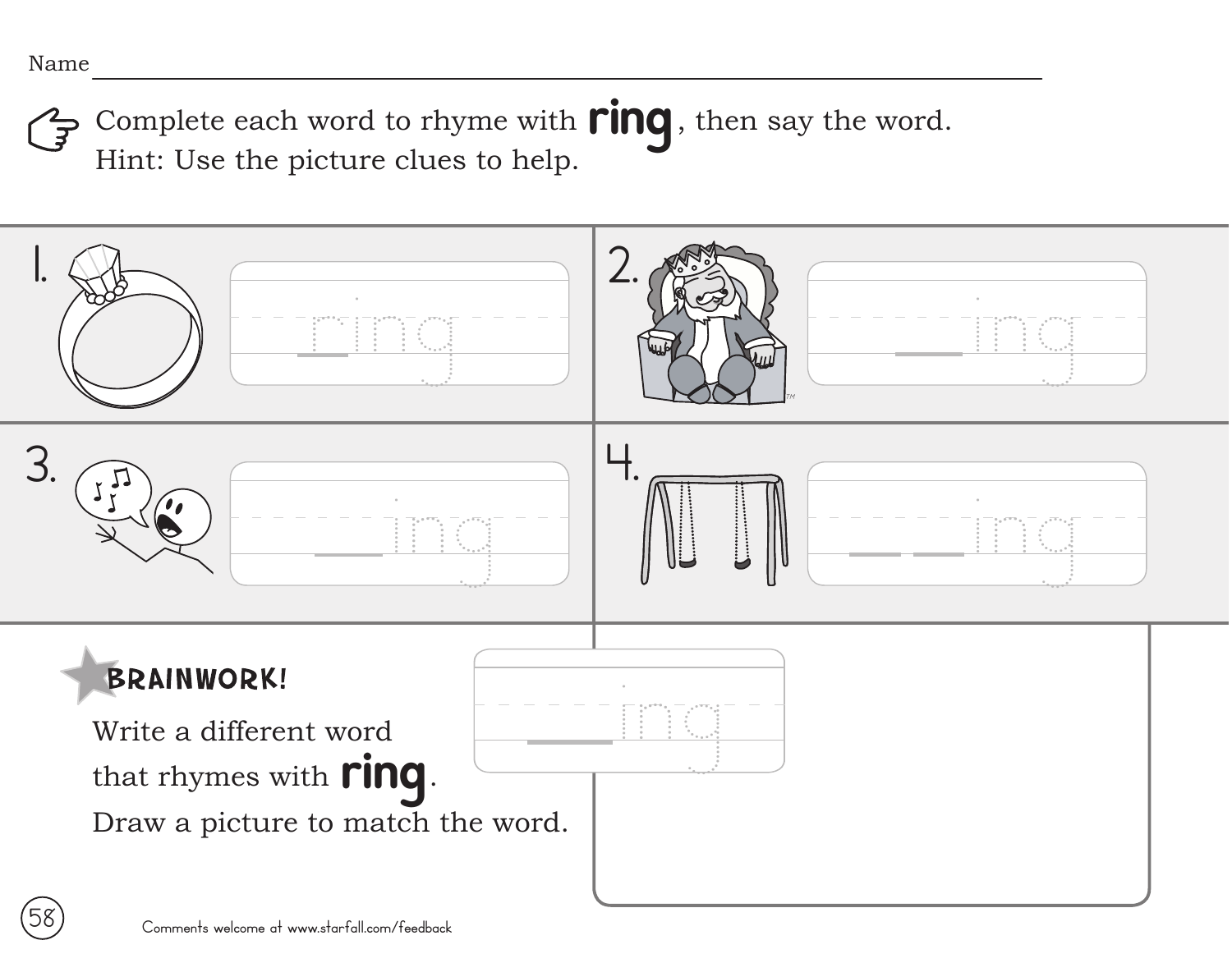Name ___________________________________________

Complete each word to rhyme with **ring**, then say the word.
Hint: Use the picture clues to help.

1. ring

2. \_\_ing

3. \_\_ing

4. \_\_ \_\_ing

**BRAINWORK!**

Write a different word that rhymes with **ring**.
Draw a picture to match the word.

\_\_ing

Comments welcome at www.starfall.com/feedback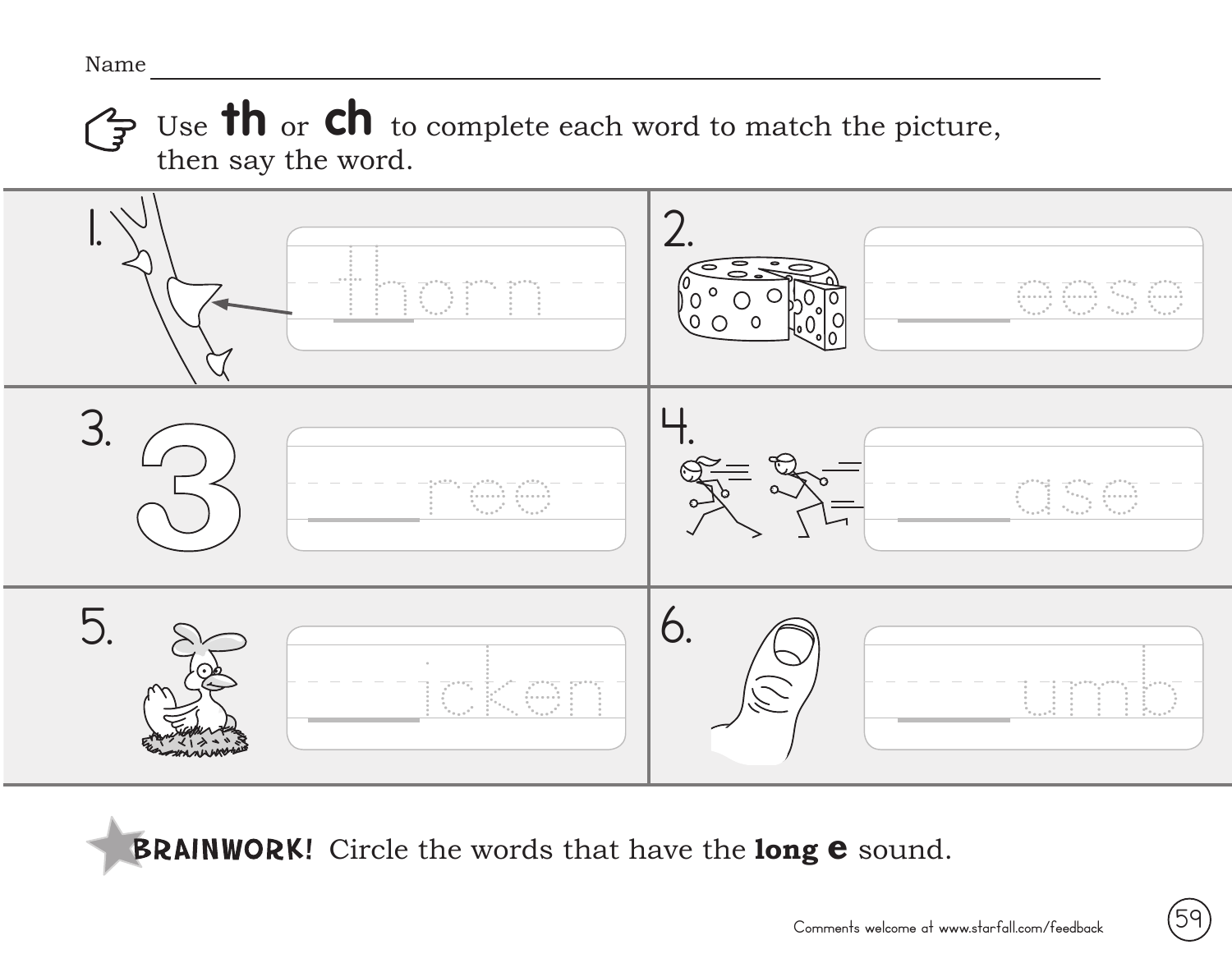Name ______________________________

Use **th** or **ch** to complete each word to match the picture, then say the word.

1. thorn

2. ____eese

3. ____ree

4. ____ase

5. ____icken

6. ____umb

**BRAINWORK!** Circle the words that have the **long e** sound.

Comments welcome at www.starfall.com/feedback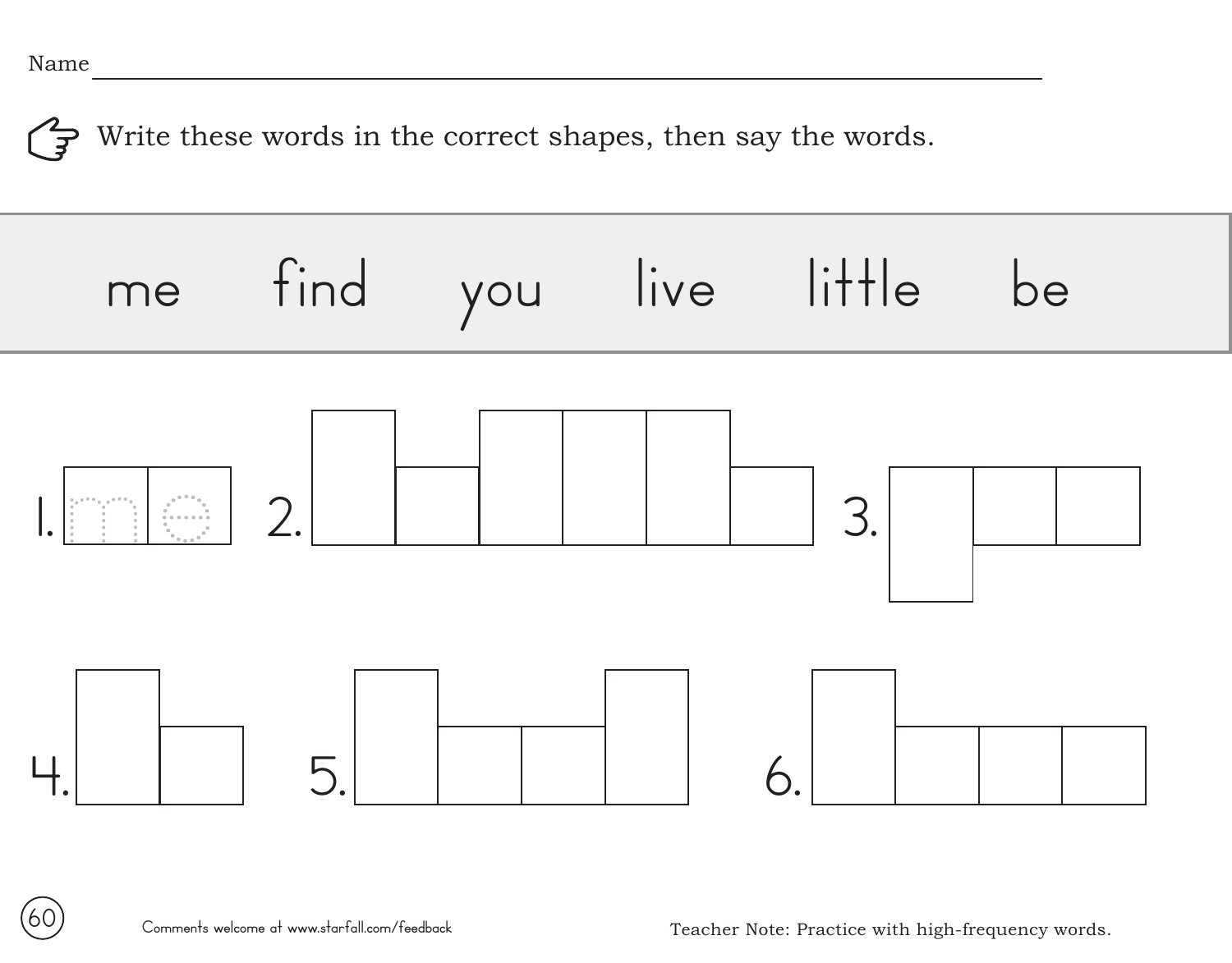Name ____________________________________________

Write these words in the correct shapes, then say the words.

me find you live little be

1. me
2.
3.
4.
5.
6.

Comments welcome at www.starfall.com/feedback

Teacher Note: Practice with high-frequency words.